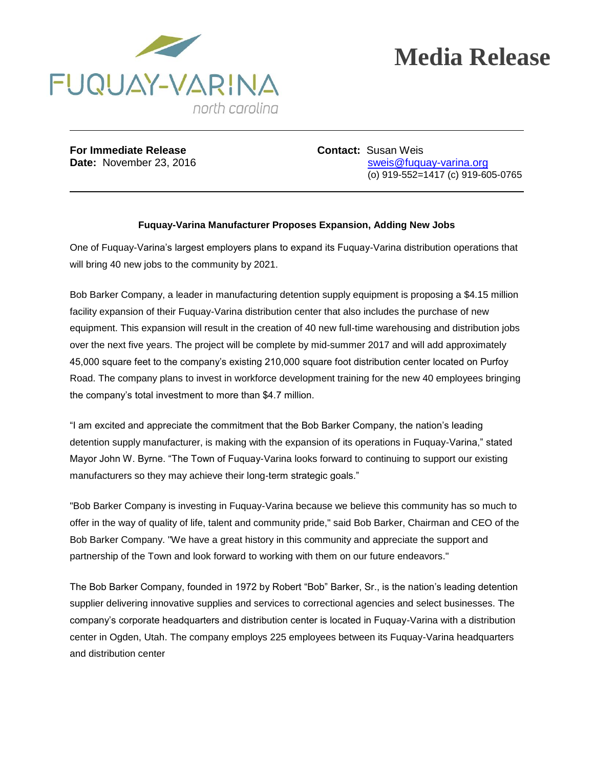FUQUAY-VARINA
north carolina

# Media Release

**For Immediate Release**
**Date:** November 23, 2016

**Contact:** Susan Weis
sweis@fuquay-varina.org
(o) 919-552=1417 (c) 919-605-0765

---

**Fuquay-Varina Manufacturer Proposes Expansion, Adding New Jobs**

One of Fuquay-Varina's largest employers plans to expand its Fuquay-Varina distribution operations that will bring 40 new jobs to the community by 2021.

Bob Barker Company, a leader in manufacturing detention supply equipment is proposing a $4.15 million facility expansion of their Fuquay-Varina distribution center that also includes the purchase of new equipment. This expansion will result in the creation of 40 new full-time warehousing and distribution jobs over the next five years. The project will be complete by mid-summer 2017 and will add approximately 45,000 square feet to the company's existing 210,000 square foot distribution center located on Purfoy Road. The company plans to invest in workforce development training for the new 40 employees bringing the company's total investment to more than $4.7 million.

"I am excited and appreciate the commitment that the Bob Barker Company, the nation's leading detention supply manufacturer, is making with the expansion of its operations in Fuquay-Varina," stated Mayor John W. Byrne. "The Town of Fuquay-Varina looks forward to continuing to support our existing manufacturers so they may achieve their long-term strategic goals."

"Bob Barker Company is investing in Fuquay-Varina because we believe this community has so much to offer in the way of quality of life, talent and community pride," said Bob Barker, Chairman and CEO of the Bob Barker Company. "We have a great history in this community and appreciate the support and partnership of the Town and look forward to working with them on our future endeavors."

The Bob Barker Company, founded in 1972 by Robert "Bob" Barker, Sr., is the nation's leading detention supplier delivering innovative supplies and services to correctional agencies and select businesses. The company's corporate headquarters and distribution center is located in Fuquay-Varina with a distribution center in Ogden, Utah. The company employs 225 employees between its Fuquay-Varina headquarters and distribution center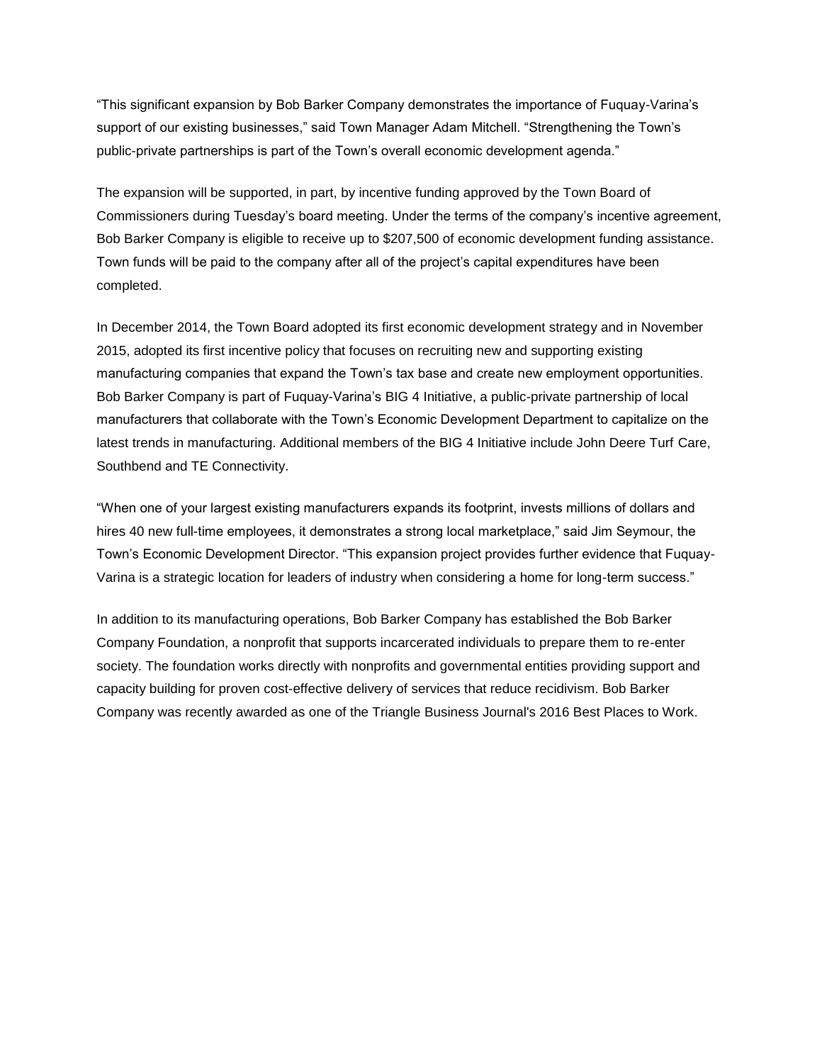"This significant expansion by Bob Barker Company demonstrates the importance of Fuquay-Varina's support of our existing businesses," said Town Manager Adam Mitchell. "Strengthening the Town's public-private partnerships is part of the Town's overall economic development agenda."

The expansion will be supported, in part, by incentive funding approved by the Town Board of Commissioners during Tuesday's board meeting. Under the terms of the company's incentive agreement, Bob Barker Company is eligible to receive up to $207,500 of economic development funding assistance. Town funds will be paid to the company after all of the project's capital expenditures have been completed.

In December 2014, the Town Board adopted its first economic development strategy and in November 2015, adopted its first incentive policy that focuses on recruiting new and supporting existing manufacturing companies that expand the Town's tax base and create new employment opportunities. Bob Barker Company is part of Fuquay-Varina's BIG 4 Initiative, a public-private partnership of local manufacturers that collaborate with the Town's Economic Development Department to capitalize on the latest trends in manufacturing. Additional members of the BIG 4 Initiative include John Deere Turf Care, Southbend and TE Connectivity.

"When one of your largest existing manufacturers expands its footprint, invests millions of dollars and hires 40 new full-time employees, it demonstrates a strong local marketplace," said Jim Seymour, the Town's Economic Development Director. "This expansion project provides further evidence that Fuquay-Varina is a strategic location for leaders of industry when considering a home for long-term success."

In addition to its manufacturing operations, Bob Barker Company has established the Bob Barker Company Foundation, a nonprofit that supports incarcerated individuals to prepare them to re-enter society. The foundation works directly with nonprofits and governmental entities providing support and capacity building for proven cost-effective delivery of services that reduce recidivism. Bob Barker Company was recently awarded as one of the Triangle Business Journal's 2016 Best Places to Work.